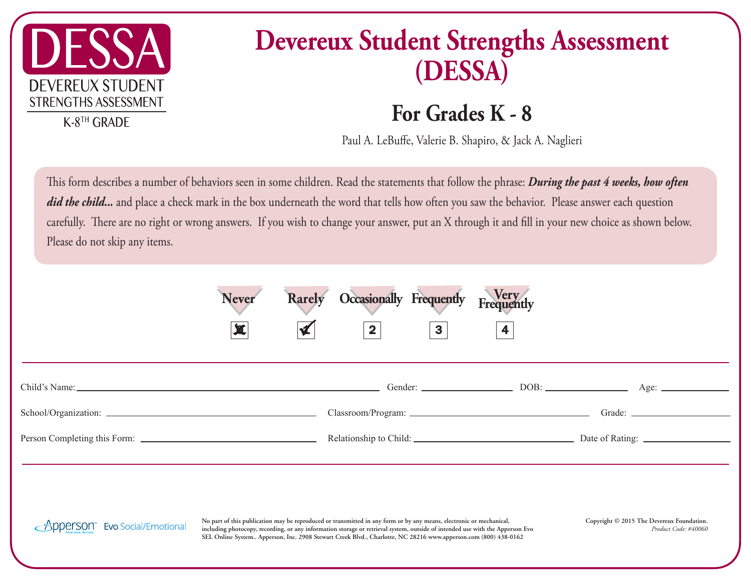DESSA

DEVEREUX STUDENT STRENGTHS ASSESSMENT

K-8TH GRADE

# Devereux Student Strengths Assessment (DESSA)

## For Grades K - 8

Paul A. LeBuffe, Valerie B. Shapiro, & Jack A. Naglieri

This form describes a number of behaviors seen in some children. Read the statements that follow the phrase: ***During the past 4 weeks, how often did the child...*** and place a check mark in the box underneath the word that tells how often you saw the behavior. Please answer each question carefully. There are no right or wrong answers. If you wish to change your answer, put an X through it and fill in your new choice as shown below. Please do not skip any items.

| Never | Rarely | Occasionally | Frequently | Very Frequently |
|---|---|---|---|---|
| ☒ | ☑ | 2 | 3 | 4 |

Child's Name: ______________________ Gender: __________ DOB: __________ Age: __________

School/Organization: ______________________ Classroom/Program: ______________________ Grade: __________

Person Completing this Form: ______________________ Relationship to Child: ______________________ Date of Rating: __________

Apperson™ Evo Social/Emotional

No part of this publication may be reproduced or transmitted in any form or by any means, electronic or mechanical, including photocopy, recording, or any information storage or retrieval system, outside of intended use with the Apperson Evo SEL Online System.. Apperson, Inc. 2908 Stewart Creek Blvd., Charlotte, NC 28216 www.apperson.com (800) 438-0162

Copyright © 2015 The Devereux Foundation.
*Product Code: #40060*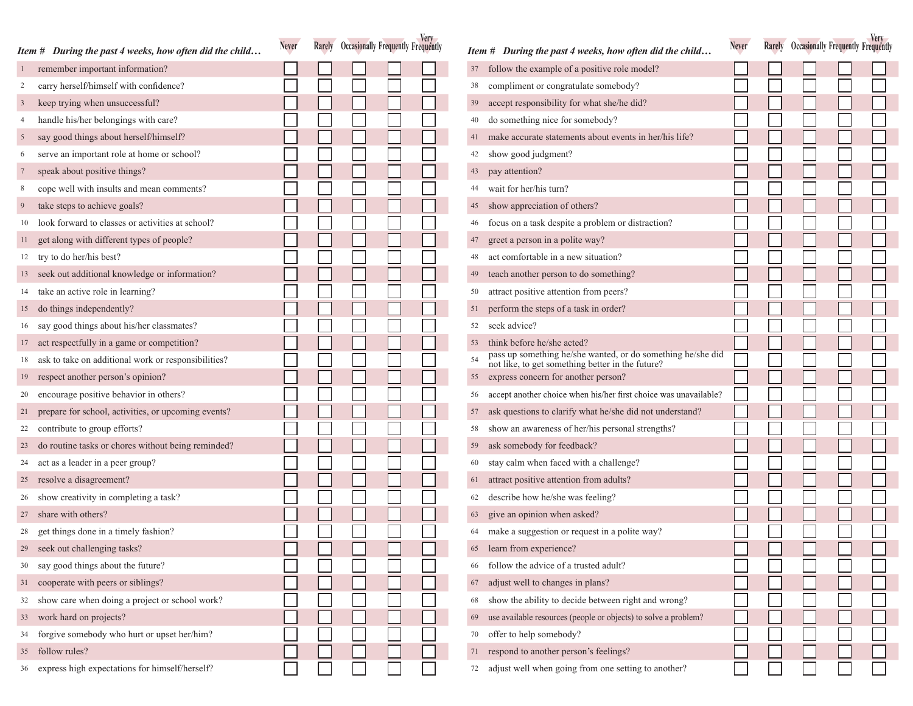| Item # | During the past 4 weeks, how often did the child… | Never | Rarely | Occasionally | Frequently | Very Frequently |
|---|---|---|---|---|---|---|
| 1 | remember important information? | | | | | |
| 2 | carry herself/himself with confidence? | | | | | |
| 3 | keep trying when unsuccessful? | | | | | |
| 4 | handle his/her belongings with care? | | | | | |
| 5 | say good things about herself/himself? | | | | | |
| 6 | serve an important role at home or school? | | | | | |
| 7 | speak about positive things? | | | | | |
| 8 | cope well with insults and mean comments? | | | | | |
| 9 | take steps to achieve goals? | | | | | |
| 10 | look forward to classes or activities at school? | | | | | |
| 11 | get along with different types of people? | | | | | |
| 12 | try to do her/his best? | | | | | |
| 13 | seek out additional knowledge or information? | | | | | |
| 14 | take an active role in learning? | | | | | |
| 15 | do things independently? | | | | | |
| 16 | say good things about his/her classmates? | | | | | |
| 17 | act respectfully in a game or competition? | | | | | |
| 18 | ask to take on additional work or responsibilities? | | | | | |
| 19 | respect another person's opinion? | | | | | |
| 20 | encourage positive behavior in others? | | | | | |
| 21 | prepare for school, activities, or upcoming events? | | | | | |
| 22 | contribute to group efforts? | | | | | |
| 23 | do routine tasks or chores without being reminded? | | | | | |
| 24 | act as a leader in a peer group? | | | | | |
| 25 | resolve a disagreement? | | | | | |
| 26 | show creativity in completing a task? | | | | | |
| 27 | share with others? | | | | | |
| 28 | get things done in a timely fashion? | | | | | |
| 29 | seek out challenging tasks? | | | | | |
| 30 | say good things about the future? | | | | | |
| 31 | cooperate with peers or siblings? | | | | | |
| 32 | show care when doing a project or school work? | | | | | |
| 33 | work hard on projects? | | | | | |
| 34 | forgive somebody who hurt or upset her/him? | | | | | |
| 35 | follow rules? | | | | | |
| 36 | express high expectations for himself/herself? | | | | | |

| Item # | During the past 4 weeks, how often did the child… | Never | Rarely | Occasionally | Frequently | Very Frequently |
|---|---|---|---|---|---|---|
| 37 | follow the example of a positive role model? | | | | | |
| 38 | compliment or congratulate somebody? | | | | | |
| 39 | accept responsibility for what she/he did? | | | | | |
| 40 | do something nice for somebody? | | | | | |
| 41 | make accurate statements about events in her/his life? | | | | | |
| 42 | show good judgment? | | | | | |
| 43 | pay attention? | | | | | |
| 44 | wait for her/his turn? | | | | | |
| 45 | show appreciation of others? | | | | | |
| 46 | focus on a task despite a problem or distraction? | | | | | |
| 47 | greet a person in a polite way? | | | | | |
| 48 | act comfortable in a new situation? | | | | | |
| 49 | teach another person to do something? | | | | | |
| 50 | attract positive attention from peers? | | | | | |
| 51 | perform the steps of a task in order? | | | | | |
| 52 | seek advice? | | | | | |
| 53 | think before he/she acted? | | | | | |
| 54 | pass up something he/she wanted, or do something he/she did not like, to get something better in the future? | | | | | |
| 55 | express concern for another person? | | | | | |
| 56 | accept another choice when his/her first choice was unavailable? | | | | | |
| 57 | ask questions to clarify what he/she did not understand? | | | | | |
| 58 | show an awareness of her/his personal strengths? | | | | | |
| 59 | ask somebody for feedback? | | | | | |
| 60 | stay calm when faced with a challenge? | | | | | |
| 61 | attract positive attention from adults? | | | | | |
| 62 | describe how he/she was feeling? | | | | | |
| 63 | give an opinion when asked? | | | | | |
| 64 | make a suggestion or request in a polite way? | | | | | |
| 65 | learn from experience? | | | | | |
| 66 | follow the advice of a trusted adult? | | | | | |
| 67 | adjust well to changes in plans? | | | | | |
| 68 | show the ability to decide between right and wrong? | | | | | |
| 69 | use available resources (people or objects) to solve a problem? | | | | | |
| 70 | offer to help somebody? | | | | | |
| 71 | respond to another person's feelings? | | | | | |
| 72 | adjust well when going from one setting to another? | | | | | |